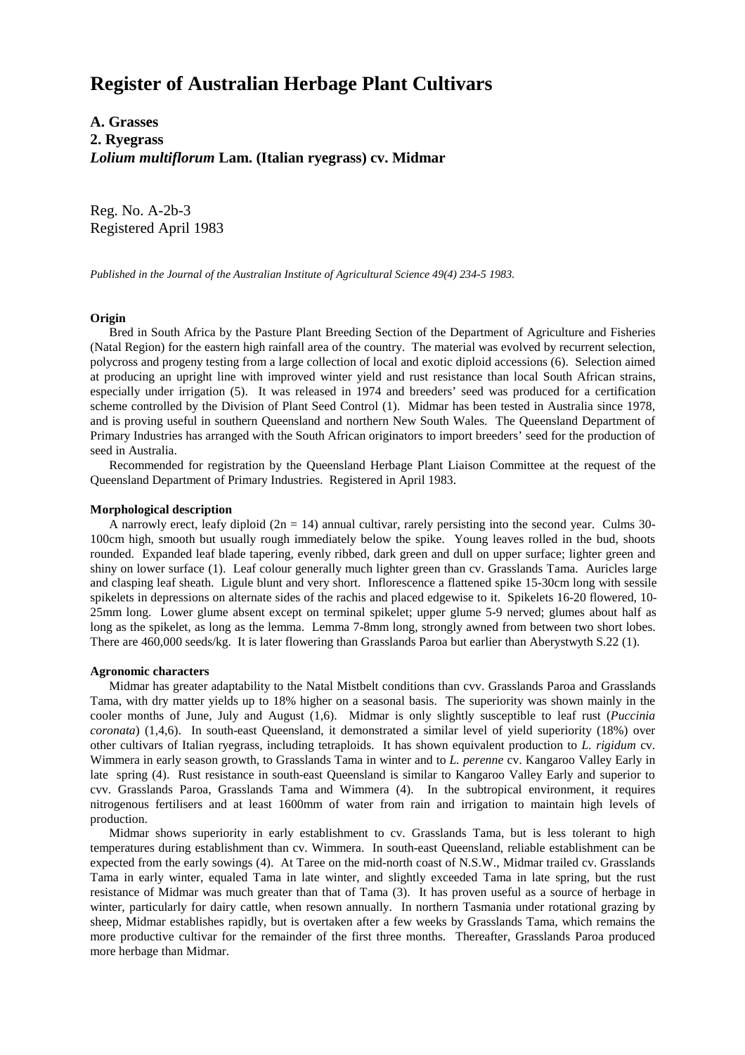# Register of Australian Herbage Plant Cultivars

**A. Grasses**
**2. Ryegrass**
***Lolium multiflorum* Lam. (Italian ryegrass) cv. Midmar**

Reg. No. A-2b-3
Registered April 1983

*Published in the Journal of the Australian Institute of Agricultural Science 49(4) 234-5 1983.*

**Origin**

Bred in South Africa by the Pasture Plant Breeding Section of the Department of Agriculture and Fisheries (Natal Region) for the eastern high rainfall area of the country. The material was evolved by recurrent selection, polycross and progeny testing from a large collection of local and exotic diploid accessions (6). Selection aimed at producing an upright line with improved winter yield and rust resistance than local South African strains, especially under irrigation (5). It was released in 1974 and breeders' seed was produced for a certification scheme controlled by the Division of Plant Seed Control (1). Midmar has been tested in Australia since 1978, and is proving useful in southern Queensland and northern New South Wales. The Queensland Department of Primary Industries has arranged with the South African originators to import breeders' seed for the production of seed in Australia.

Recommended for registration by the Queensland Herbage Plant Liaison Committee at the request of the Queensland Department of Primary Industries. Registered in April 1983.

**Morphological description**

A narrowly erect, leafy diploid ($2n = 14$) annual cultivar, rarely persisting into the second year. Culms 30-100cm high, smooth but usually rough immediately below the spike. Young leaves rolled in the bud, shoots rounded. Expanded leaf blade tapering, evenly ribbed, dark green and dull on upper surface; lighter green and shiny on lower surface (1). Leaf colour generally much lighter green than cv. Grasslands Tama. Auricles large and clasping leaf sheath. Ligule blunt and very short. Inflorescence a flattened spike 15-30cm long with sessile spikelets in depressions on alternate sides of the rachis and placed edgewise to it. Spikelets 16-20 flowered, 10-25mm long. Lower glume absent except on terminal spikelet; upper glume 5-9 nerved; glumes about half as long as the spikelet, as long as the lemma. Lemma 7-8mm long, strongly awned from between two short lobes. There are 460,000 seeds/kg. It is later flowering than Grasslands Paroa but earlier than Aberystwyth S.22 (1).

**Agronomic characters**

Midmar has greater adaptability to the Natal Mistbelt conditions than cvv. Grasslands Paroa and Grasslands Tama, with dry matter yields up to 18% higher on a seasonal basis. The superiority was shown mainly in the cooler months of June, July and August (1,6). Midmar is only slightly susceptible to leaf rust (*Puccinia coronata*) (1,4,6). In south-east Queensland, it demonstrated a similar level of yield superiority (18%) over other cultivars of Italian ryegrass, including tetraploids. It has shown equivalent production to *L. rigidum* cv. Wimmera in early season growth, to Grasslands Tama in winter and to *L. perenne* cv. Kangaroo Valley Early in late spring (4). Rust resistance in south-east Queensland is similar to Kangaroo Valley Early and superior to cvv. Grasslands Paroa, Grasslands Tama and Wimmera (4). In the subtropical environment, it requires nitrogenous fertilisers and at least 1600mm of water from rain and irrigation to maintain high levels of production.

Midmar shows superiority in early establishment to cv. Grasslands Tama, but is less tolerant to high temperatures during establishment than cv. Wimmera. In south-east Queensland, reliable establishment can be expected from the early sowings (4). At Taree on the mid-north coast of N.S.W., Midmar trailed cv. Grasslands Tama in early winter, equaled Tama in late winter, and slightly exceeded Tama in late spring, but the rust resistance of Midmar was much greater than that of Tama (3). It has proven useful as a source of herbage in winter, particularly for dairy cattle, when resown annually. In northern Tasmania under rotational grazing by sheep, Midmar establishes rapidly, but is overtaken after a few weeks by Grasslands Tama, which remains the more productive cultivar for the remainder of the first three months. Thereafter, Grasslands Paroa produced more herbage than Midmar.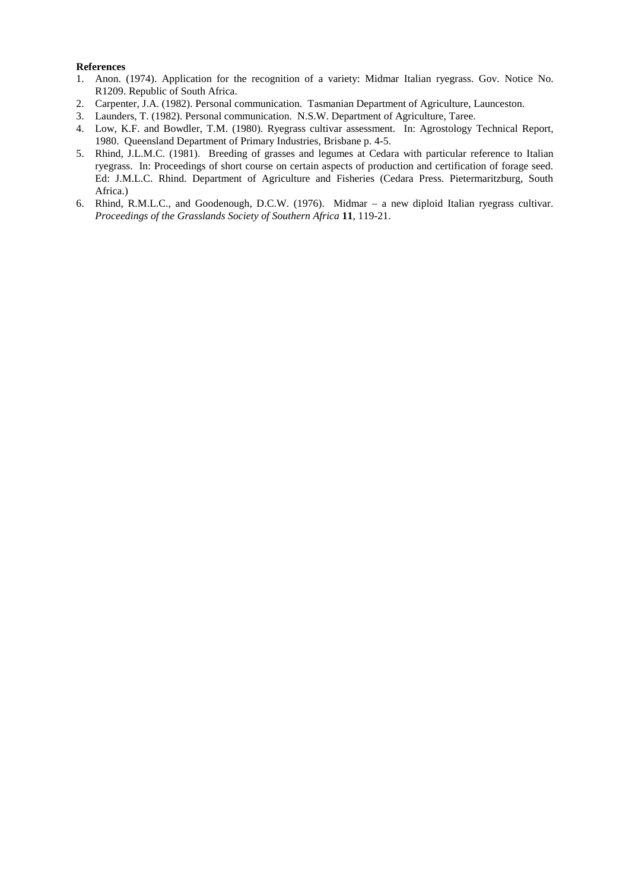**References**

1. Anon. (1974). Application for the recognition of a variety: Midmar Italian ryegrass. Gov. Notice No. R1209. Republic of South Africa.
2. Carpenter, J.A. (1982). Personal communication. Tasmanian Department of Agriculture, Launceston.
3. Launders, T. (1982). Personal communication. N.S.W. Department of Agriculture, Taree.
4. Low, K.F. and Bowdler, T.M. (1980). Ryegrass cultivar assessment. In: Agrostology Technical Report, 1980. Queensland Department of Primary Industries, Brisbane p. 4-5.
5. Rhind, J.L.M.C. (1981). Breeding of grasses and legumes at Cedara with particular reference to Italian ryegrass. In: Proceedings of short course on certain aspects of production and certification of forage seed. Ed: J.M.L.C. Rhind. Department of Agriculture and Fisheries (Cedara Press. Pietermaritzburg, South Africa.)
6. Rhind, R.M.L.C., and Goodenough, D.C.W. (1976). Midmar – a new diploid Italian ryegrass cultivar. *Proceedings of the Grasslands Society of Southern Africa* **11**, 119-21.